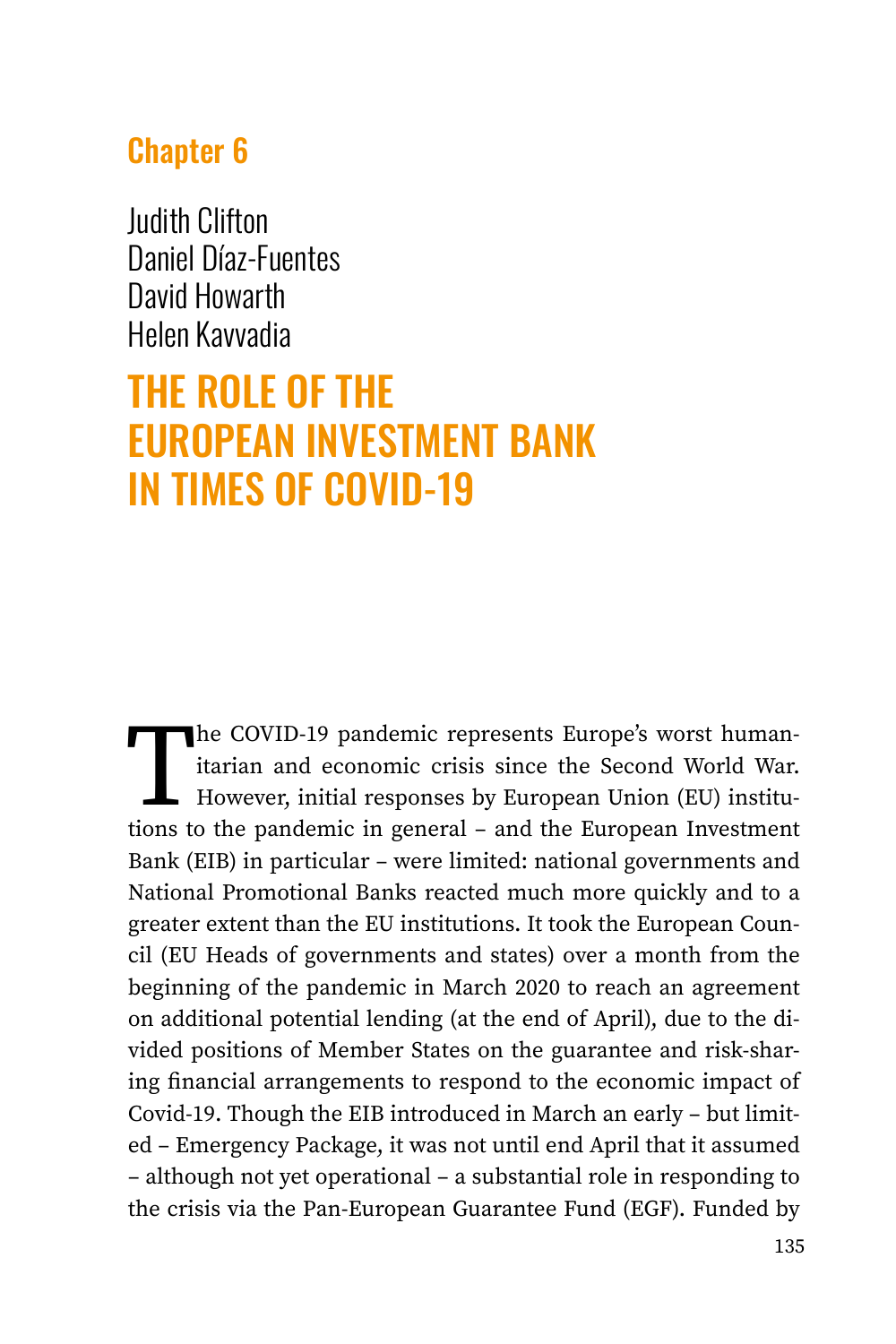## Chapter 6

Judith Clifton
Daniel Díaz-Fuentes
David Howarth
Helen Kavvadia

# THE ROLE OF THE EUROPEAN INVESTMENT BANK IN TIMES OF COVID-19

The COVID-19 pandemic represents Europe's worst humanitarian and economic crisis since the Second World War. However, initial responses by European Union (EU) institutions to the pandemic in general – and the European Investment Bank (EIB) in particular – were limited: national governments and National Promotional Banks reacted much more quickly and to a greater extent than the EU institutions. It took the European Council (EU Heads of governments and states) over a month from the beginning of the pandemic in March 2020 to reach an agreement on additional potential lending (at the end of April), due to the divided positions of Member States on the guarantee and risk-sharing financial arrangements to respond to the economic impact of Covid-19. Though the EIB introduced in March an early – but limited – Emergency Package, it was not until end April that it assumed – although not yet operational – a substantial role in responding to the crisis via the Pan-European Guarantee Fund (EGF). Funded by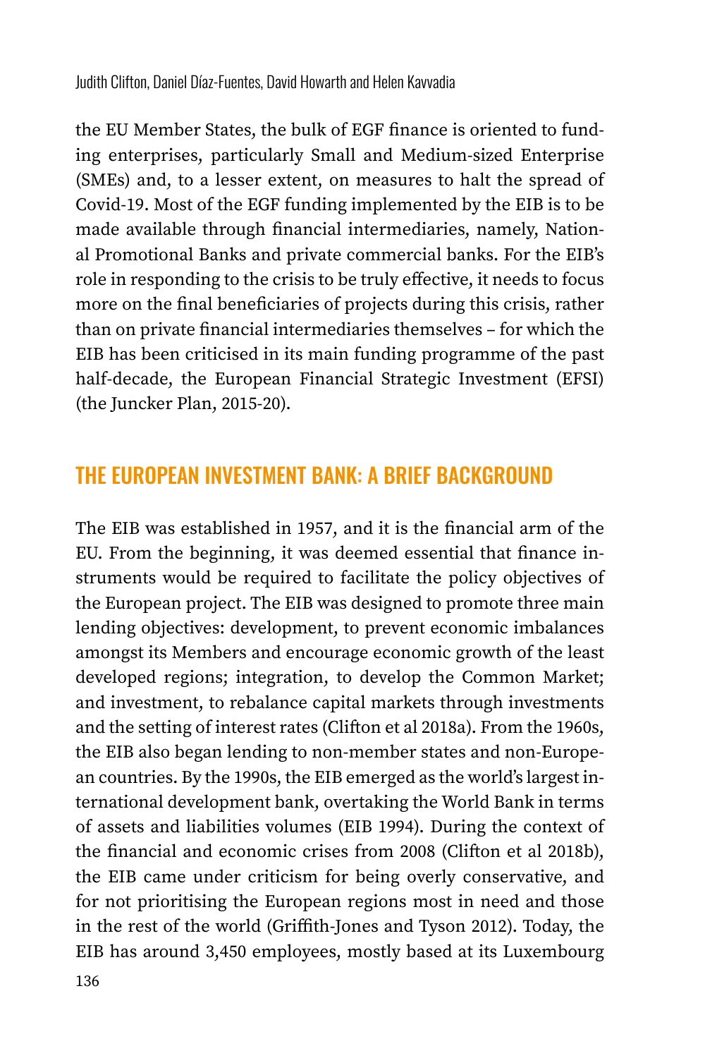the EU Member States, the bulk of EGF finance is oriented to funding enterprises, particularly Small and Medium-sized Enterprise (SMEs) and, to a lesser extent, on measures to halt the spread of Covid-19. Most of the EGF funding implemented by the EIB is to be made available through financial intermediaries, namely, National Promotional Banks and private commercial banks. For the EIB's role in responding to the crisis to be truly effective, it needs to focus more on the final beneficiaries of projects during this crisis, rather than on private financial intermediaries themselves – for which the EIB has been criticised in its main funding programme of the past half-decade, the European Financial Strategic Investment (EFSI) (the Juncker Plan, 2015-20).

## THE EUROPEAN INVESTMENT BANK: A BRIEF BACKGROUND

The EIB was established in 1957, and it is the financial arm of the EU. From the beginning, it was deemed essential that finance instruments would be required to facilitate the policy objectives of the European project. The EIB was designed to promote three main lending objectives: development, to prevent economic imbalances amongst its Members and encourage economic growth of the least developed regions; integration, to develop the Common Market; and investment, to rebalance capital markets through investments and the setting of interest rates (Clifton et al 2018a). From the 1960s, the EIB also began lending to non-member states and non-European countries. By the 1990s, the EIB emerged as the world's largest international development bank, overtaking the World Bank in terms of assets and liabilities volumes (EIB 1994). During the context of the financial and economic crises from 2008 (Clifton et al 2018b), the EIB came under criticism for being overly conservative, and for not prioritising the European regions most in need and those in the rest of the world (Griffith-Jones and Tyson 2012). Today, the EIB has around 3,450 employees, mostly based at its Luxembourg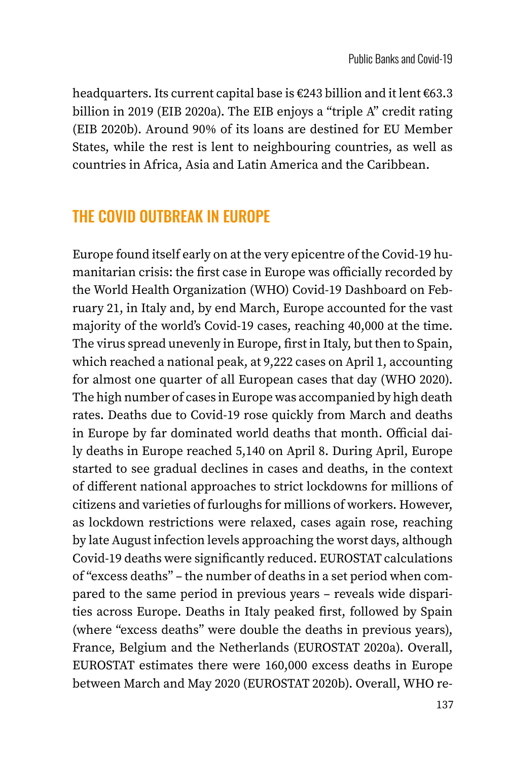headquarters. Its current capital base is €243 billion and it lent €63.3 billion in 2019 (EIB 2020a). The EIB enjoys a "triple A" credit rating (EIB 2020b). Around 90% of its loans are destined for EU Member States, while the rest is lent to neighbouring countries, as well as countries in Africa, Asia and Latin America and the Caribbean.

## THE COVID OUTBREAK IN EUROPE

Europe found itself early on at the very epicentre of the Covid-19 humanitarian crisis: the first case in Europe was officially recorded by the World Health Organization (WHO) Covid-19 Dashboard on February 21, in Italy and, by end March, Europe accounted for the vast majority of the world's Covid-19 cases, reaching 40,000 at the time. The virus spread unevenly in Europe, first in Italy, but then to Spain, which reached a national peak, at 9,222 cases on April 1, accounting for almost one quarter of all European cases that day (WHO 2020). The high number of cases in Europe was accompanied by high death rates. Deaths due to Covid-19 rose quickly from March and deaths in Europe by far dominated world deaths that month. Official daily deaths in Europe reached 5,140 on April 8. During April, Europe started to see gradual declines in cases and deaths, in the context of different national approaches to strict lockdowns for millions of citizens and varieties of furloughs for millions of workers. However, as lockdown restrictions were relaxed, cases again rose, reaching by late August infection levels approaching the worst days, although Covid-19 deaths were significantly reduced. EUROSTAT calculations of "excess deaths" – the number of deaths in a set period when compared to the same period in previous years – reveals wide disparities across Europe. Deaths in Italy peaked first, followed by Spain (where "excess deaths" were double the deaths in previous years), France, Belgium and the Netherlands (EUROSTAT 2020a). Overall, EUROSTAT estimates there were 160,000 excess deaths in Europe between March and May 2020 (EUROSTAT 2020b). Overall, WHO re-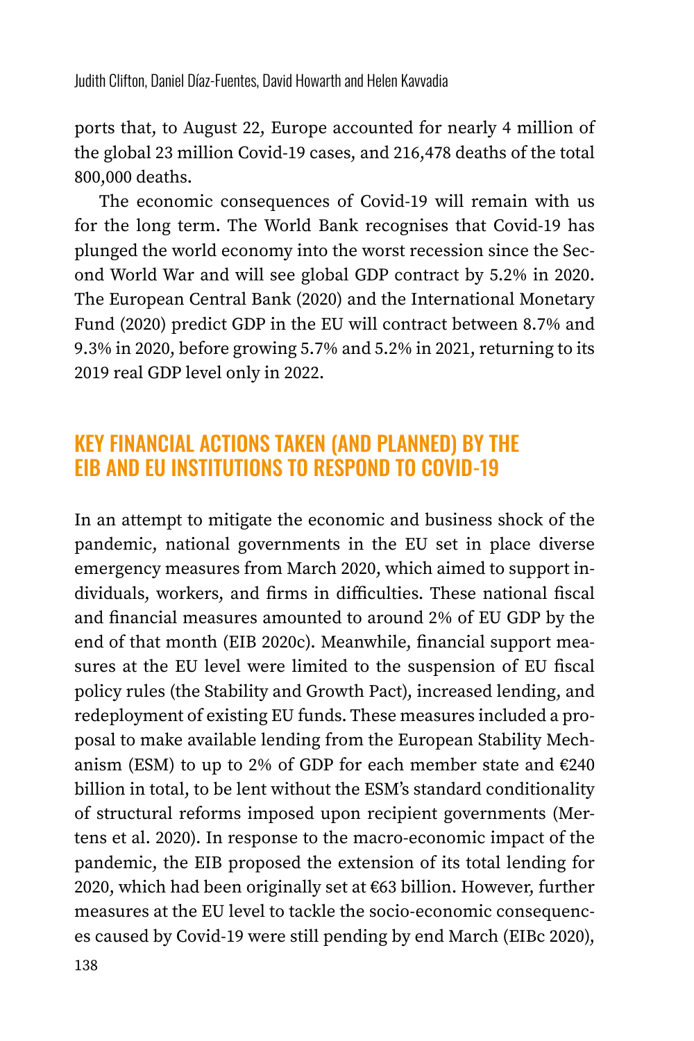ports that, to August 22, Europe accounted for nearly 4 million of the global 23 million Covid-19 cases, and 216,478 deaths of the total 800,000 deaths.

The economic consequences of Covid-19 will remain with us for the long term. The World Bank recognises that Covid-19 has plunged the world economy into the worst recession since the Second World War and will see global GDP contract by 5.2% in 2020. The European Central Bank (2020) and the International Monetary Fund (2020) predict GDP in the EU will contract between 8.7% and 9.3% in 2020, before growing 5.7% and 5.2% in 2021, returning to its 2019 real GDP level only in 2022.

## KEY FINANCIAL ACTIONS TAKEN (AND PLANNED) BY THE EIB AND EU INSTITUTIONS TO RESPOND TO COVID-19

In an attempt to mitigate the economic and business shock of the pandemic, national governments in the EU set in place diverse emergency measures from March 2020, which aimed to support individuals, workers, and firms in difficulties. These national fiscal and financial measures amounted to around 2% of EU GDP by the end of that month (EIB 2020c). Meanwhile, financial support measures at the EU level were limited to the suspension of EU fiscal policy rules (the Stability and Growth Pact), increased lending, and redeployment of existing EU funds. These measures included a proposal to make available lending from the European Stability Mechanism (ESM) to up to 2% of GDP for each member state and €240 billion in total, to be lent without the ESM's standard conditionality of structural reforms imposed upon recipient governments (Mertens et al. 2020). In response to the macro-economic impact of the pandemic, the EIB proposed the extension of its total lending for 2020, which had been originally set at €63 billion. However, further measures at the EU level to tackle the socio-economic consequences caused by Covid-19 were still pending by end March (EIBc 2020),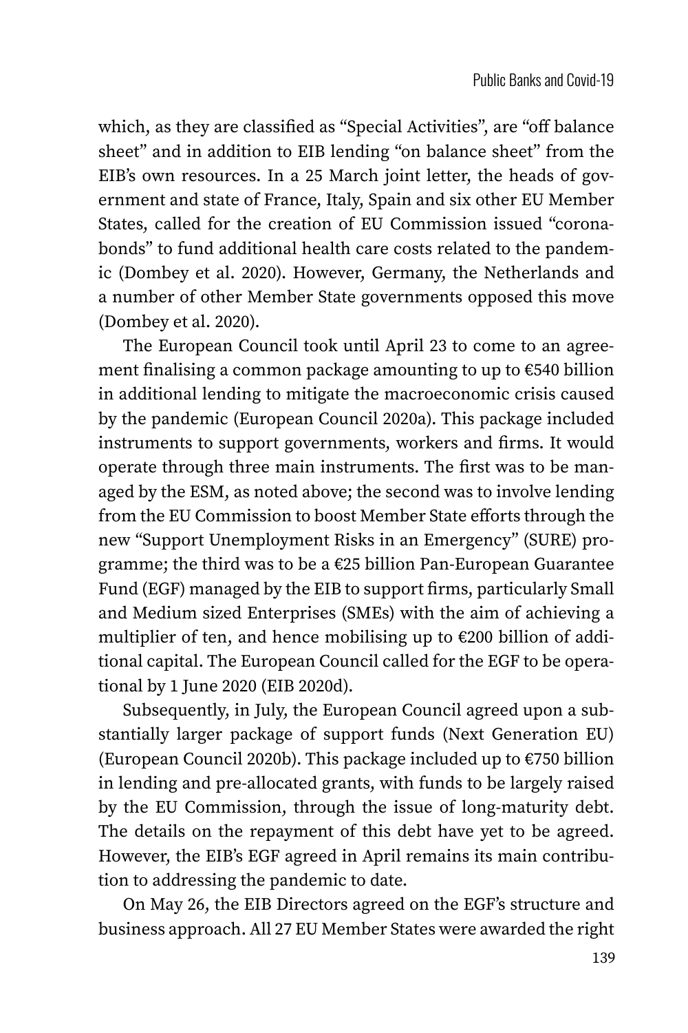which, as they are classified as "Special Activities", are "off balance sheet" and in addition to EIB lending "on balance sheet" from the EIB's own resources. In a 25 March joint letter, the heads of government and state of France, Italy, Spain and six other EU Member States, called for the creation of EU Commission issued "coronabonds" to fund additional health care costs related to the pandemic (Dombey et al. 2020). However, Germany, the Netherlands and a number of other Member State governments opposed this move (Dombey et al. 2020).

The European Council took until April 23 to come to an agreement finalising a common package amounting to up to €540 billion in additional lending to mitigate the macroeconomic crisis caused by the pandemic (European Council 2020a). This package included instruments to support governments, workers and firms. It would operate through three main instruments. The first was to be managed by the ESM, as noted above; the second was to involve lending from the EU Commission to boost Member State efforts through the new "Support Unemployment Risks in an Emergency" (SURE) programme; the third was to be a €25 billion Pan-European Guarantee Fund (EGF) managed by the EIB to support firms, particularly Small and Medium sized Enterprises (SMEs) with the aim of achieving a multiplier of ten, and hence mobilising up to €200 billion of additional capital. The European Council called for the EGF to be operational by 1 June 2020 (EIB 2020d).

Subsequently, in July, the European Council agreed upon a substantially larger package of support funds (Next Generation EU) (European Council 2020b). This package included up to €750 billion in lending and pre-allocated grants, with funds to be largely raised by the EU Commission, through the issue of long-maturity debt. The details on the repayment of this debt have yet to be agreed. However, the EIB's EGF agreed in April remains its main contribution to addressing the pandemic to date.

On May 26, the EIB Directors agreed on the EGF's structure and business approach. All 27 EU Member States were awarded the right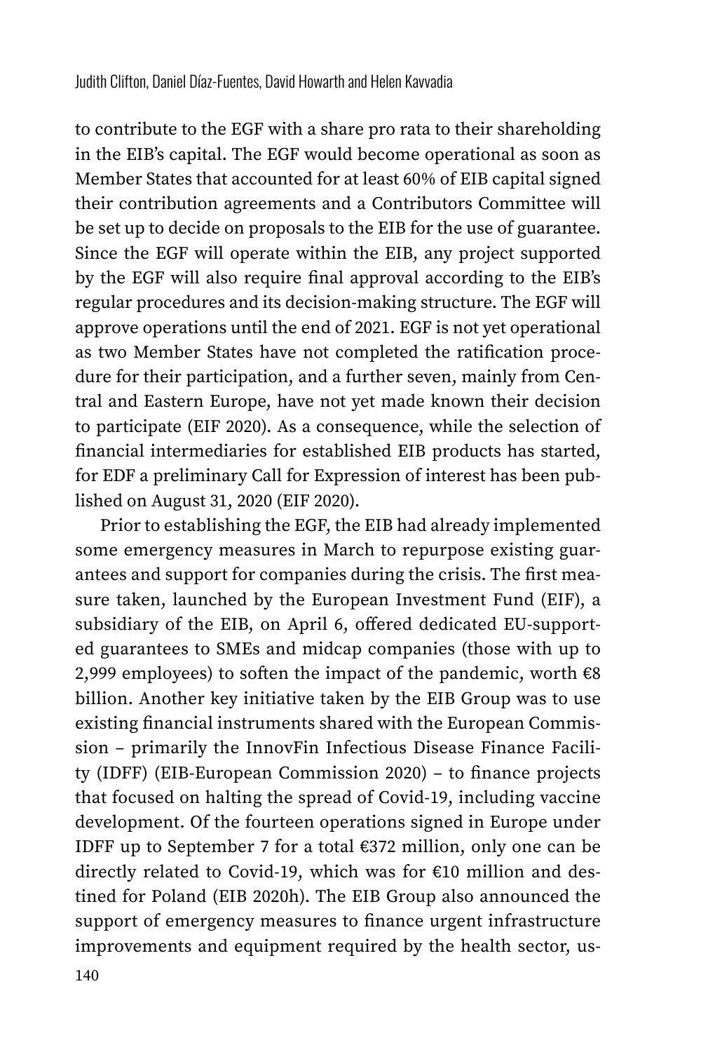to contribute to the EGF with a share pro rata to their shareholding in the EIB's capital. The EGF would become operational as soon as Member States that accounted for at least 60% of EIB capital signed their contribution agreements and a Contributors Committee will be set up to decide on proposals to the EIB for the use of guarantee. Since the EGF will operate within the EIB, any project supported by the EGF will also require final approval according to the EIB's regular procedures and its decision-making structure. The EGF will approve operations until the end of 2021. EGF is not yet operational as two Member States have not completed the ratification procedure for their participation, and a further seven, mainly from Central and Eastern Europe, have not yet made known their decision to participate (EIF 2020). As a consequence, while the selection of financial intermediaries for established EIB products has started, for EDF a preliminary Call for Expression of interest has been published on August 31, 2020 (EIF 2020).

Prior to establishing the EGF, the EIB had already implemented some emergency measures in March to repurpose existing guarantees and support for companies during the crisis. The first measure taken, launched by the European Investment Fund (EIF), a subsidiary of the EIB, on April 6, offered dedicated EU-supported guarantees to SMEs and midcap companies (those with up to 2,999 employees) to soften the impact of the pandemic, worth €8 billion. Another key initiative taken by the EIB Group was to use existing financial instruments shared with the European Commission – primarily the InnovFin Infectious Disease Finance Facility (IDFF) (EIB-European Commission 2020) – to finance projects that focused on halting the spread of Covid-19, including vaccine development. Of the fourteen operations signed in Europe under IDFF up to September 7 for a total €372 million, only one can be directly related to Covid-19, which was for €10 million and destined for Poland (EIB 2020h). The EIB Group also announced the support of emergency measures to finance urgent infrastructure improvements and equipment required by the health sector, us-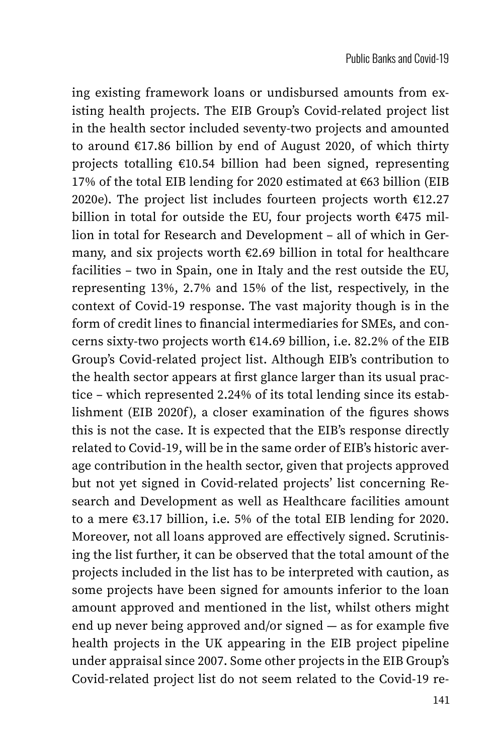ing existing framework loans or undisbursed amounts from existing health projects. The EIB Group's Covid-related project list in the health sector included seventy-two projects and amounted to around €17.86 billion by end of August 2020, of which thirty projects totalling €10.54 billion had been signed, representing 17% of the total EIB lending for 2020 estimated at €63 billion (EIB 2020e). The project list includes fourteen projects worth €12.27 billion in total for outside the EU, four projects worth €475 million in total for Research and Development – all of which in Germany, and six projects worth €2.69 billion in total for healthcare facilities – two in Spain, one in Italy and the rest outside the EU, representing 13%, 2.7% and 15% of the list, respectively, in the context of Covid-19 response. The vast majority though is in the form of credit lines to financial intermediaries for SMEs, and concerns sixty-two projects worth €14.69 billion, i.e. 82.2% of the EIB Group's Covid-related project list. Although EIB's contribution to the health sector appears at first glance larger than its usual practice – which represented 2.24% of its total lending since its establishment (EIB 2020f), a closer examination of the figures shows this is not the case. It is expected that the EIB's response directly related to Covid-19, will be in the same order of EIB's historic average contribution in the health sector, given that projects approved but not yet signed in Covid-related projects' list concerning Research and Development as well as Healthcare facilities amount to a mere €3.17 billion, i.e. 5% of the total EIB lending for 2020. Moreover, not all loans approved are effectively signed. Scrutinising the list further, it can be observed that the total amount of the projects included in the list has to be interpreted with caution, as some projects have been signed for amounts inferior to the loan amount approved and mentioned in the list, whilst others might end up never being approved and/or signed — as for example five health projects in the UK appearing in the EIB project pipeline under appraisal since 2007. Some other projects in the EIB Group's Covid-related project list do not seem related to the Covid-19 re-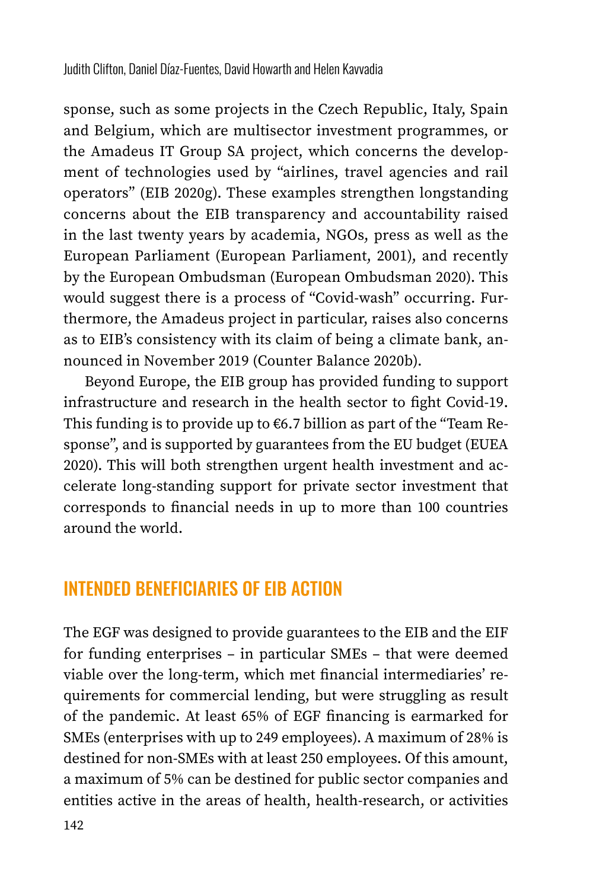sponse, such as some projects in the Czech Republic, Italy, Spain and Belgium, which are multisector investment programmes, or the Amadeus IT Group SA project, which concerns the development of technologies used by "airlines, travel agencies and rail operators" (EIB 2020g). These examples strengthen longstanding concerns about the EIB transparency and accountability raised in the last twenty years by academia, NGOs, press as well as the European Parliament (European Parliament, 2001), and recently by the European Ombudsman (European Ombudsman 2020). This would suggest there is a process of "Covid-wash" occurring. Furthermore, the Amadeus project in particular, raises also concerns as to EIB's consistency with its claim of being a climate bank, announced in November 2019 (Counter Balance 2020b).

Beyond Europe, the EIB group has provided funding to support infrastructure and research in the health sector to fight Covid-19. This funding is to provide up to €6.7 billion as part of the "Team Response", and is supported by guarantees from the EU budget (EUEA 2020). This will both strengthen urgent health investment and accelerate long-standing support for private sector investment that corresponds to financial needs in up to more than 100 countries around the world.

## INTENDED BENEFICIARIES OF EIB ACTION

The EGF was designed to provide guarantees to the EIB and the EIF for funding enterprises – in particular SMEs – that were deemed viable over the long-term, which met financial intermediaries' requirements for commercial lending, but were struggling as result of the pandemic. At least 65% of EGF financing is earmarked for SMEs (enterprises with up to 249 employees). A maximum of 28% is destined for non-SMEs with at least 250 employees. Of this amount, a maximum of 5% can be destined for public sector companies and entities active in the areas of health, health-research, or activities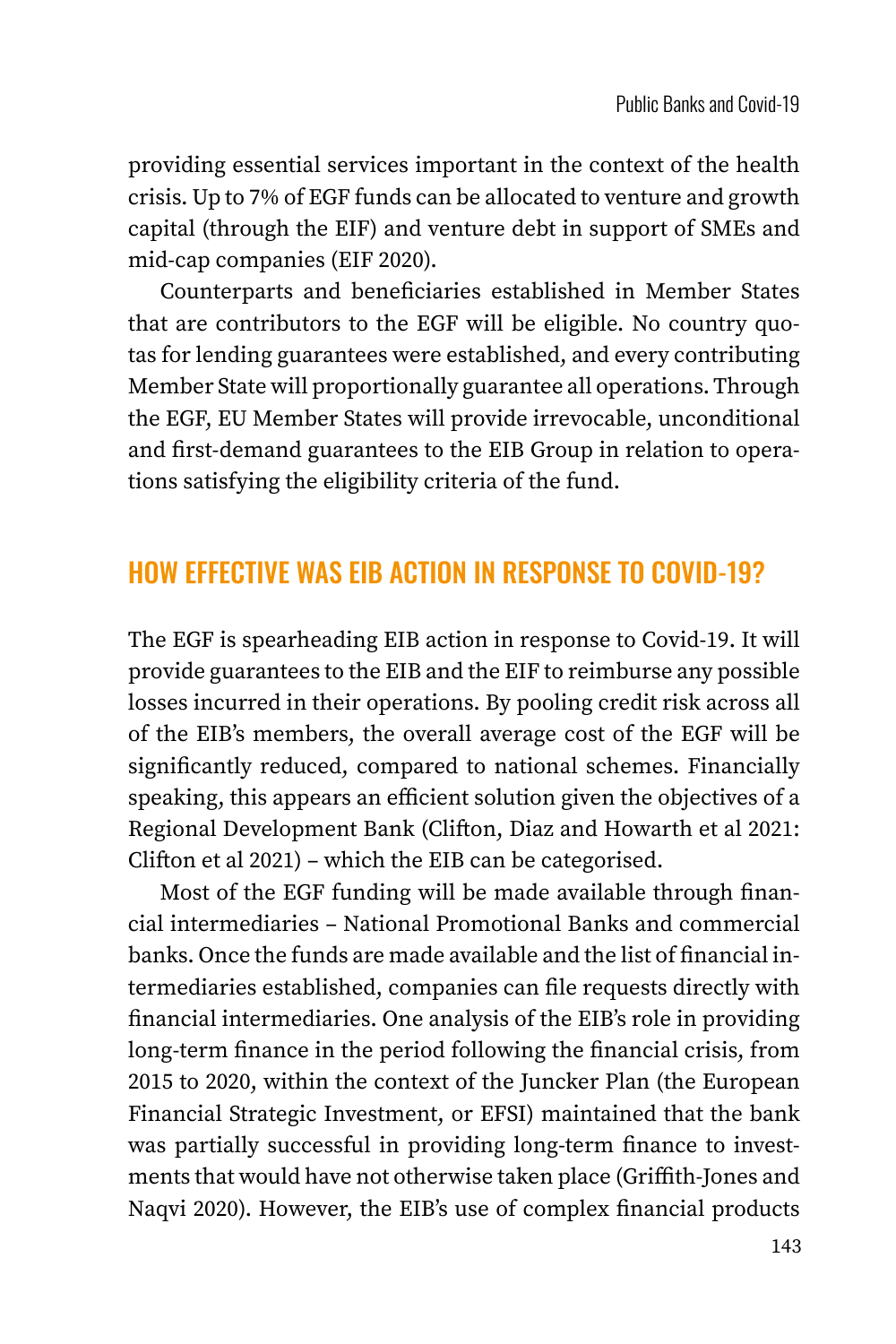providing essential services important in the context of the health crisis. Up to 7% of EGF funds can be allocated to venture and growth capital (through the EIF) and venture debt in support of SMEs and mid-cap companies (EIF 2020).

Counterparts and beneficiaries established in Member States that are contributors to the EGF will be eligible. No country quotas for lending guarantees were established, and every contributing Member State will proportionally guarantee all operations. Through the EGF, EU Member States will provide irrevocable, unconditional and first-demand guarantees to the EIB Group in relation to operations satisfying the eligibility criteria of the fund.

## HOW EFFECTIVE WAS EIB ACTION IN RESPONSE TO COVID-19?

The EGF is spearheading EIB action in response to Covid-19. It will provide guarantees to the EIB and the EIF to reimburse any possible losses incurred in their operations. By pooling credit risk across all of the EIB's members, the overall average cost of the EGF will be significantly reduced, compared to national schemes. Financially speaking, this appears an efficient solution given the objectives of a Regional Development Bank (Clifton, Diaz and Howarth et al 2021: Clifton et al 2021) – which the EIB can be categorised.

Most of the EGF funding will be made available through financial intermediaries – National Promotional Banks and commercial banks. Once the funds are made available and the list of financial intermediaries established, companies can file requests directly with financial intermediaries. One analysis of the EIB's role in providing long-term finance in the period following the financial crisis, from 2015 to 2020, within the context of the Juncker Plan (the European Financial Strategic Investment, or EFSI) maintained that the bank was partially successful in providing long-term finance to investments that would have not otherwise taken place (Griffith-Jones and Naqvi 2020). However, the EIB's use of complex financial products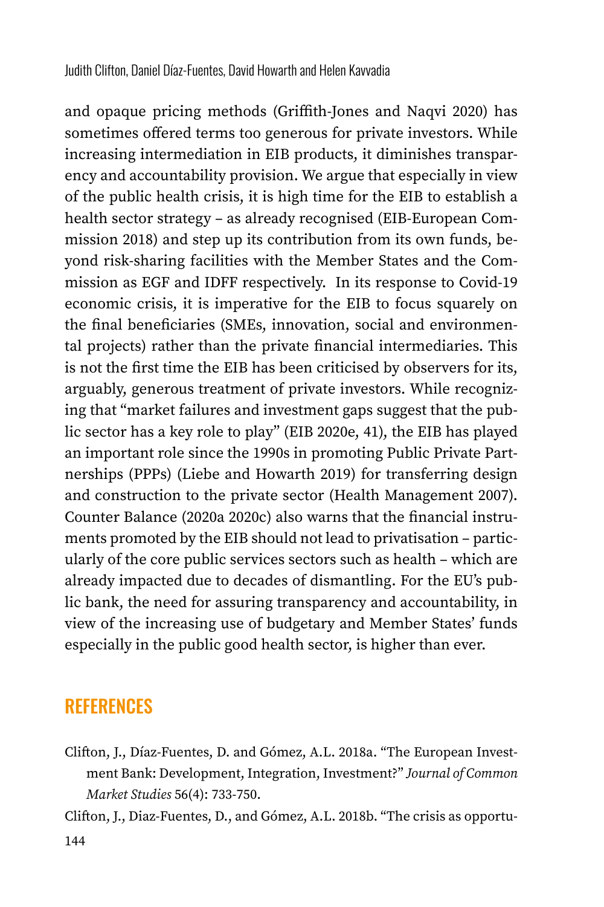and opaque pricing methods (Griffith-Jones and Naqvi 2020) has sometimes offered terms too generous for private investors. While increasing intermediation in EIB products, it diminishes transparency and accountability provision. We argue that especially in view of the public health crisis, it is high time for the EIB to establish a health sector strategy – as already recognised (EIB-European Commission 2018) and step up its contribution from its own funds, beyond risk-sharing facilities with the Member States and the Commission as EGF and IDFF respectively. In its response to Covid-19 economic crisis, it is imperative for the EIB to focus squarely on the final beneficiaries (SMEs, innovation, social and environmental projects) rather than the private financial intermediaries. This is not the first time the EIB has been criticised by observers for its, arguably, generous treatment of private investors. While recognizing that "market failures and investment gaps suggest that the public sector has a key role to play" (EIB 2020e, 41), the EIB has played an important role since the 1990s in promoting Public Private Partnerships (PPPs) (Liebe and Howarth 2019) for transferring design and construction to the private sector (Health Management 2007). Counter Balance (2020a 2020c) also warns that the financial instruments promoted by the EIB should not lead to privatisation – particularly of the core public services sectors such as health – which are already impacted due to decades of dismantling. For the EU's public bank, the need for assuring transparency and accountability, in view of the increasing use of budgetary and Member States' funds especially in the public good health sector, is higher than ever.

## REFERENCES

Clifton, J., Díaz-Fuentes, D. and Gómez, A.L. 2018a. "The European Investment Bank: Development, Integration, Investment?" *Journal of Common Market Studies* 56(4): 733-750.

Clifton, J., Diaz-Fuentes, D., and Gómez, A.L. 2018b. "The crisis as opportu-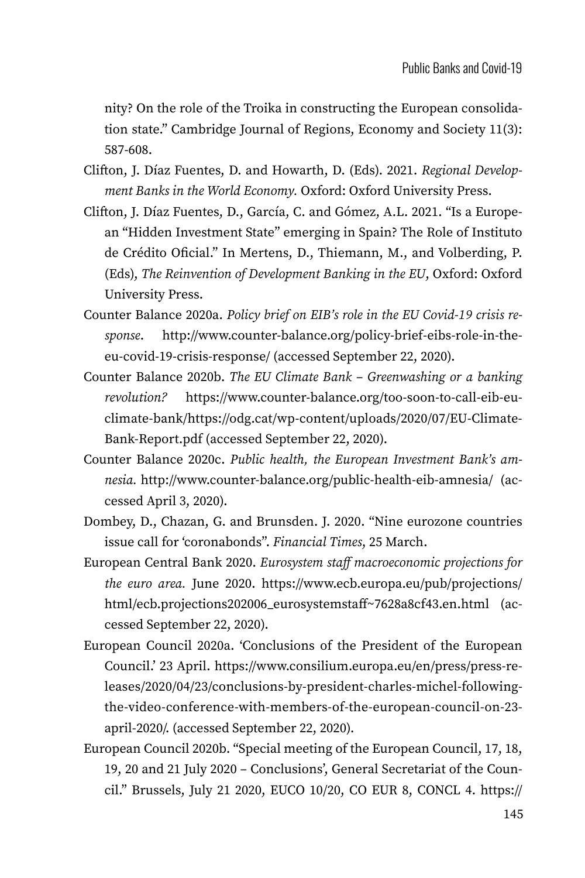nity? On the role of the Troika in constructing the European consolidation state." Cambridge Journal of Regions, Economy and Society 11(3): 587-608.

Clifton, J. Díaz Fuentes, D. and Howarth, D. (Eds). 2021. *Regional Development Banks in the World Economy.* Oxford: Oxford University Press.

Clifton, J. Díaz Fuentes, D., García, C. and Gómez, A.L. 2021. "Is a European "Hidden Investment State" emerging in Spain? The Role of Instituto de Crédito Oficial." In Mertens, D., Thiemann, M., and Volberding, P. (Eds), *The Reinvention of Development Banking in the EU*, Oxford: Oxford University Press.

Counter Balance 2020a. *Policy brief on EIB's role in the EU Covid-19 crisis response*. http://www.counter-balance.org/policy-brief-eibs-role-in-the-eu-covid-19-crisis-response/ (accessed September 22, 2020).

Counter Balance 2020b. *The EU Climate Bank – Greenwashing or a banking revolution?* https://www.counter-balance.org/too-soon-to-call-eib-eu-climate-bank/https://odg.cat/wp-content/uploads/2020/07/EU-Climate-Bank-Report.pdf (accessed September 22, 2020).

Counter Balance 2020c. *Public health, the European Investment Bank's amnesia.* http://www.counter-balance.org/public-health-eib-amnesia/ (accessed April 3, 2020).

Dombey, D., Chazan, G. and Brunsden. J. 2020. "Nine eurozone countries issue call for 'coronabonds". *Financial Times*, 25 March.

European Central Bank 2020. *Eurosystem staff macroeconomic projections for the euro area.* June 2020. https://www.ecb.europa.eu/pub/projections/html/ecb.projections202006_eurosystemstaff~7628a8cf43.en.html (accessed September 22, 2020).

European Council 2020a. 'Conclusions of the President of the European Council.' 23 April. https://www.consilium.europa.eu/en/press/press-releases/2020/04/23/conclusions-by-president-charles-michel-following-the-video-conference-with-members-of-the-european-council-on-23-april-2020/. (accessed September 22, 2020).

European Council 2020b. "Special meeting of the European Council, 17, 18, 19, 20 and 21 July 2020 – Conclusions', General Secretariat of the Council." Brussels, July 21 2020, EUCO 10/20, CO EUR 8, CONCL 4. https://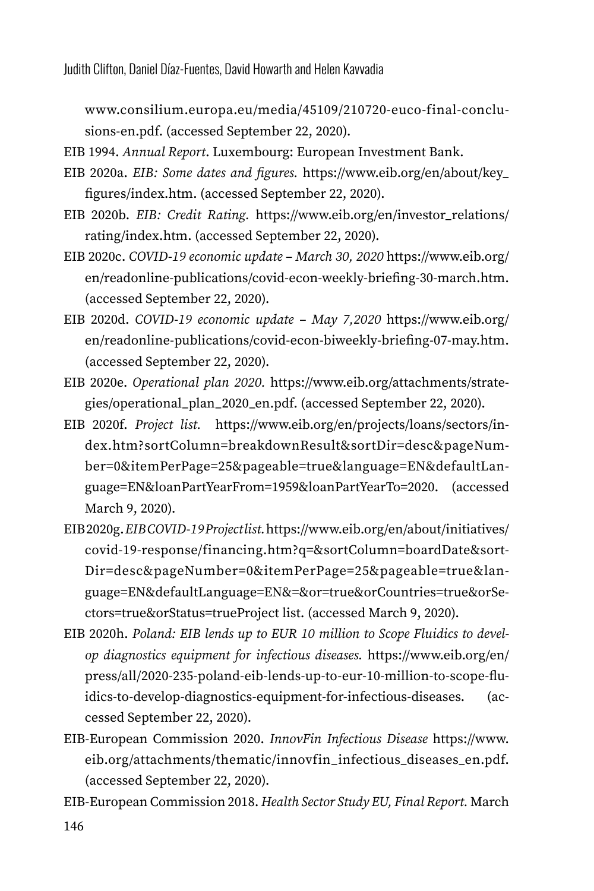www.consilium.europa.eu/media/45109/210720-euco-final-conclusions-en.pdf. (accessed September 22, 2020).

EIB 1994. *Annual Report*. Luxembourg: European Investment Bank.

EIB 2020a. *EIB: Some dates and figures.* https://www.eib.org/en/about/key_figures/index.htm. (accessed September 22, 2020).

EIB 2020b. *EIB: Credit Rating.* https://www.eib.org/en/investor_relations/rating/index.htm. (accessed September 22, 2020).

EIB 2020c. *COVID-19 economic update – March 30, 2020* https://www.eib.org/en/readonline-publications/covid-econ-weekly-briefing-30-march.htm. (accessed September 22, 2020).

EIB 2020d. *COVID-19 economic update – May 7,2020* https://www.eib.org/en/readonline-publications/covid-econ-biweekly-briefing-07-may.htm. (accessed September 22, 2020).

EIB 2020e. *Operational plan 2020.* https://www.eib.org/attachments/strategies/operational_plan_2020_en.pdf. (accessed September 22, 2020).

EIB 2020f. *Project list.* https://www.eib.org/en/projects/loans/sectors/index.htm?sortColumn=breakdownResult&sortDir=desc&pageNumber=0&itemPerPage=25&pageable=true&language=EN&defaultLanguage=EN&loanPartYearFrom=1959&loanPartYearTo=2020. (accessed March 9, 2020).

EIB 2020g. *EIB COVID-19 Project list.* https://www.eib.org/en/about/initiatives/covid-19-response/financing.htm?q=&sortColumn=boardDate&sortDir=desc&pageNumber=0&itemPerPage=25&pageable=true&language=EN&defaultLanguage=EN&=&or=true&orCountries=true&orSectors=true&orStatus=trueProject list. (accessed March 9, 2020).

EIB 2020h. *Poland: EIB lends up to EUR 10 million to Scope Fluidics to develop diagnostics equipment for infectious diseases.* https://www.eib.org/en/press/all/2020-235-poland-eib-lends-up-to-eur-10-million-to-scope-fluidics-to-develop-diagnostics-equipment-for-infectious-diseases. (accessed September 22, 2020).

EIB-European Commission 2020. *InnovFin Infectious Disease* https://www.eib.org/attachments/thematic/innovfin_infectious_diseases_en.pdf. (accessed September 22, 2020).

EIB-European Commission 2018. *Health Sector Study EU, Final Report.* March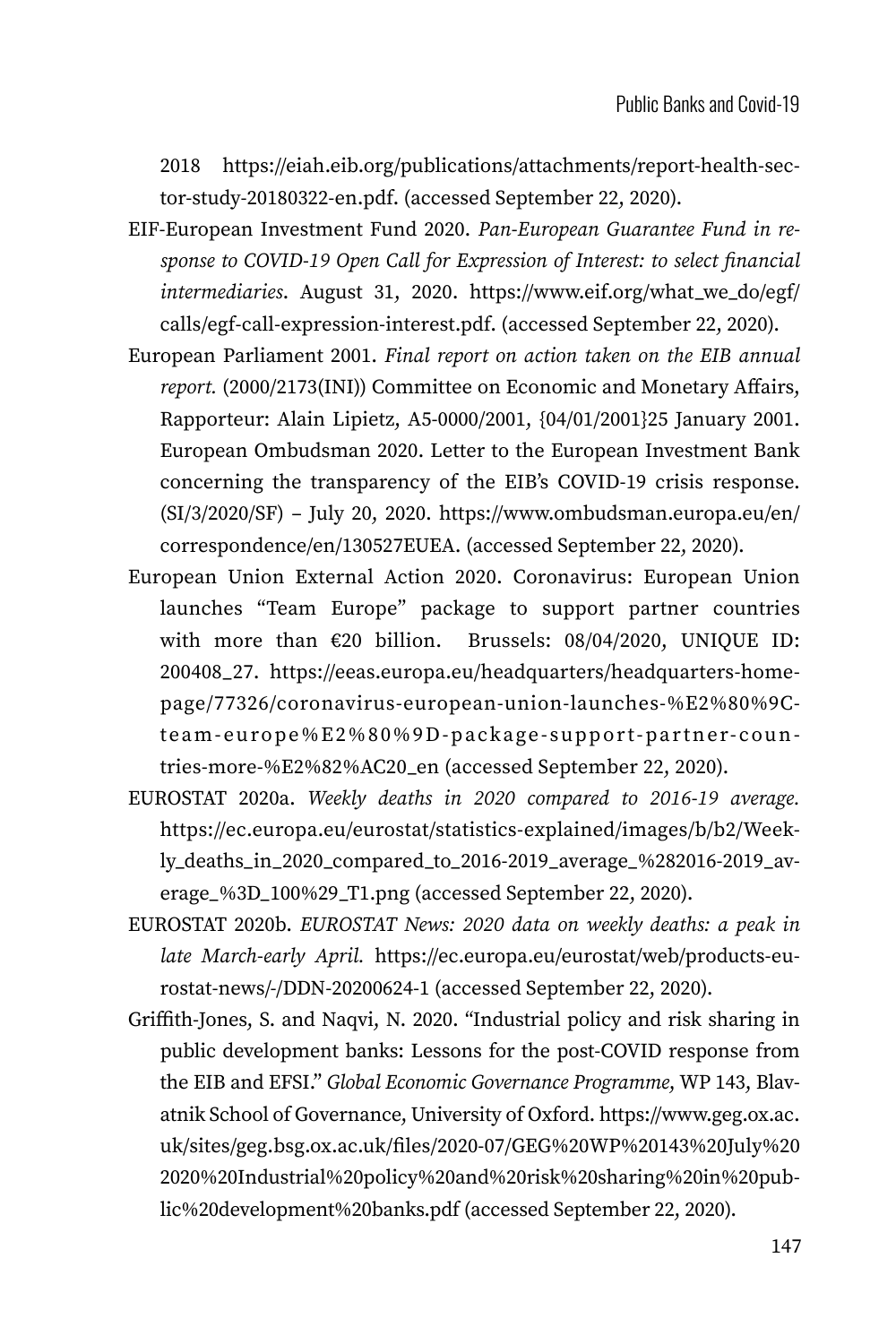2018 https://eiah.eib.org/publications/attachments/report-health-sector-study-20180322-en.pdf. (accessed September 22, 2020).

EIF-European Investment Fund 2020. *Pan-European Guarantee Fund in response to COVID-19 Open Call for Expression of Interest: to select financial intermediaries*. August 31, 2020. https://www.eif.org/what_we_do/egf/calls/egf-call-expression-interest.pdf. (accessed September 22, 2020).

European Parliament 2001. *Final report on action taken on the EIB annual report.* (2000/2173(INI)) Committee on Economic and Monetary Affairs, Rapporteur: Alain Lipietz, A5-0000/2001, {04/01/2001}25 January 2001. European Ombudsman 2020. Letter to the European Investment Bank concerning the transparency of the EIB's COVID-19 crisis response. (SI/3/2020/SF) – July 20, 2020. https://www.ombudsman.europa.eu/en/correspondence/en/130527EUEA. (accessed September 22, 2020).

European Union External Action 2020. Coronavirus: European Union launches "Team Europe" package to support partner countries with more than €20 billion. Brussels: 08/04/2020, UNIQUE ID: 200408_27. https://eeas.europa.eu/headquarters/headquarters-homepage/77326/coronavirus-european-union-launches-%E2%80%9C-team-europe%E2%80%9D-package-support-partner-countries-more-%E2%82%AC20_en (accessed September 22, 2020).

EUROSTAT 2020a. *Weekly deaths in 2020 compared to 2016-19 average.* https://ec.europa.eu/eurostat/statistics-explained/images/b/b2/Weekly_deaths_in_2020_compared_to_2016-2019_average_%282016-2019_average_%3D_100%29_T1.png (accessed September 22, 2020).

EUROSTAT 2020b. *EUROSTAT News: 2020 data on weekly deaths: a peak in late March-early April.* https://ec.europa.eu/eurostat/web/products-eurostat-news/-/DDN-20200624-1 (accessed September 22, 2020).

Griffith-Jones, S. and Naqvi, N. 2020. "Industrial policy and risk sharing in public development banks: Lessons for the post-COVID response from the EIB and EFSI." *Global Economic Governance Programme*, WP 143, Blavatnik School of Governance, University of Oxford. https://www.geg.ox.ac.uk/sites/geg.bsg.ox.ac.uk/files/2020-07/GEG%20WP%20143%20July%202020%20Industrial%20policy%20and%20risk%20sharing%20in%20public%20development%20banks.pdf (accessed September 22, 2020).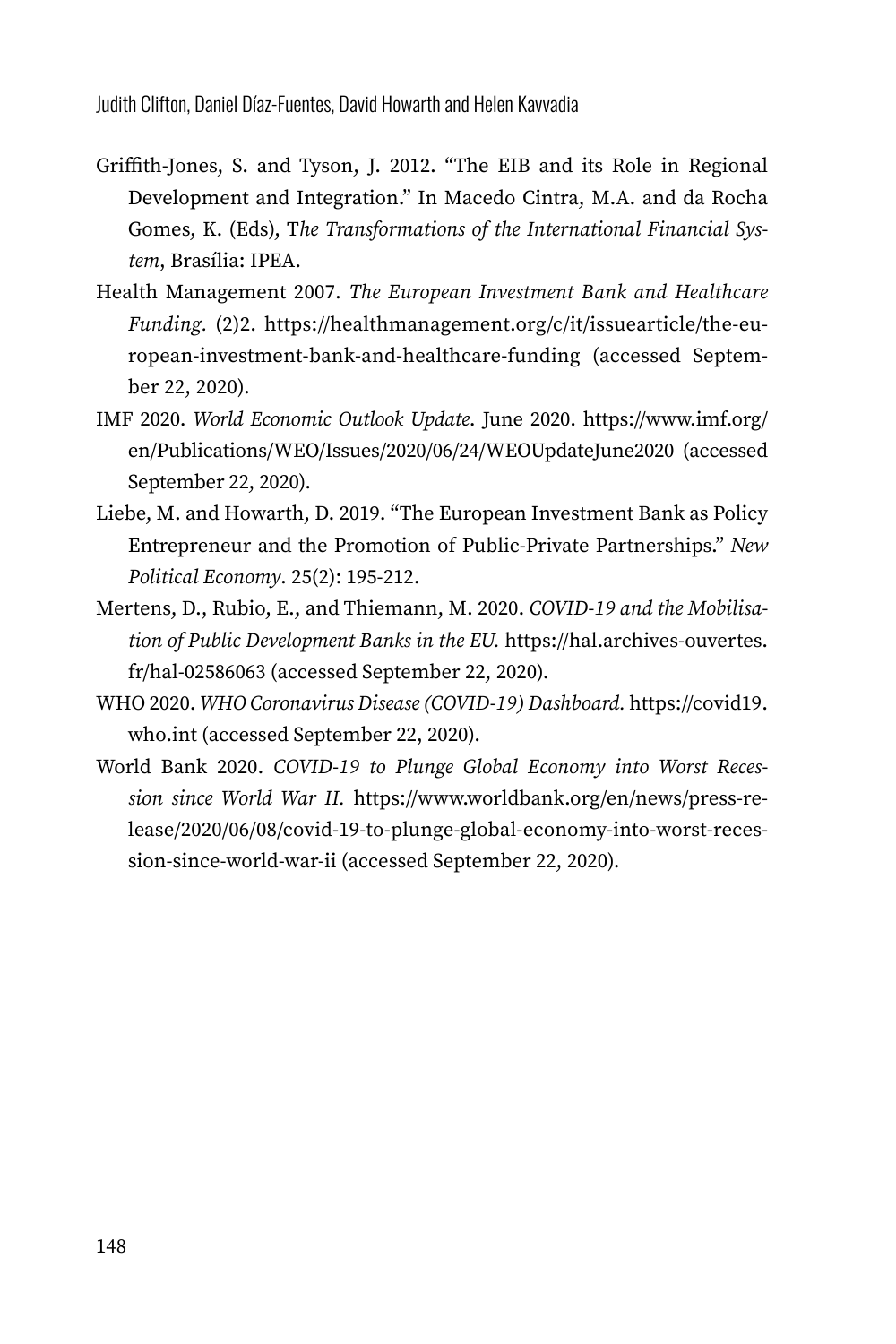Griffith-Jones, S. and Tyson, J. 2012. "The EIB and its Role in Regional Development and Integration." In Macedo Cintra, M.A. and da Rocha Gomes, K. (Eds), T*he Transformations of the International Financial System*, Brasília: IPEA.

Health Management 2007. *The European Investment Bank and Healthcare Funding.* (2)2. https://healthmanagement.org/c/it/issuearticle/the-european-investment-bank-and-healthcare-funding (accessed September 22, 2020).

IMF 2020. *World Economic Outlook Update*. June 2020. https://www.imf.org/en/Publications/WEO/Issues/2020/06/24/WEOUpdateJune2020 (accessed September 22, 2020).

Liebe, M. and Howarth, D. 2019. "The European Investment Bank as Policy Entrepreneur and the Promotion of Public-Private Partnerships." *New Political Economy*. 25(2): 195-212.

Mertens, D., Rubio, E., and Thiemann, M. 2020. *COVID-19 and the Mobilisation of Public Development Banks in the EU.* https://hal.archives-ouvertes.fr/hal-02586063 (accessed September 22, 2020).

WHO 2020. *WHO Coronavirus Disease (COVID-19) Dashboard.* https://covid19.who.int (accessed September 22, 2020).

World Bank 2020. *COVID-19 to Plunge Global Economy into Worst Recession since World War II.* https://www.worldbank.org/en/news/press-release/2020/06/08/covid-19-to-plunge-global-economy-into-worst-recession-since-world-war-ii (accessed September 22, 2020).